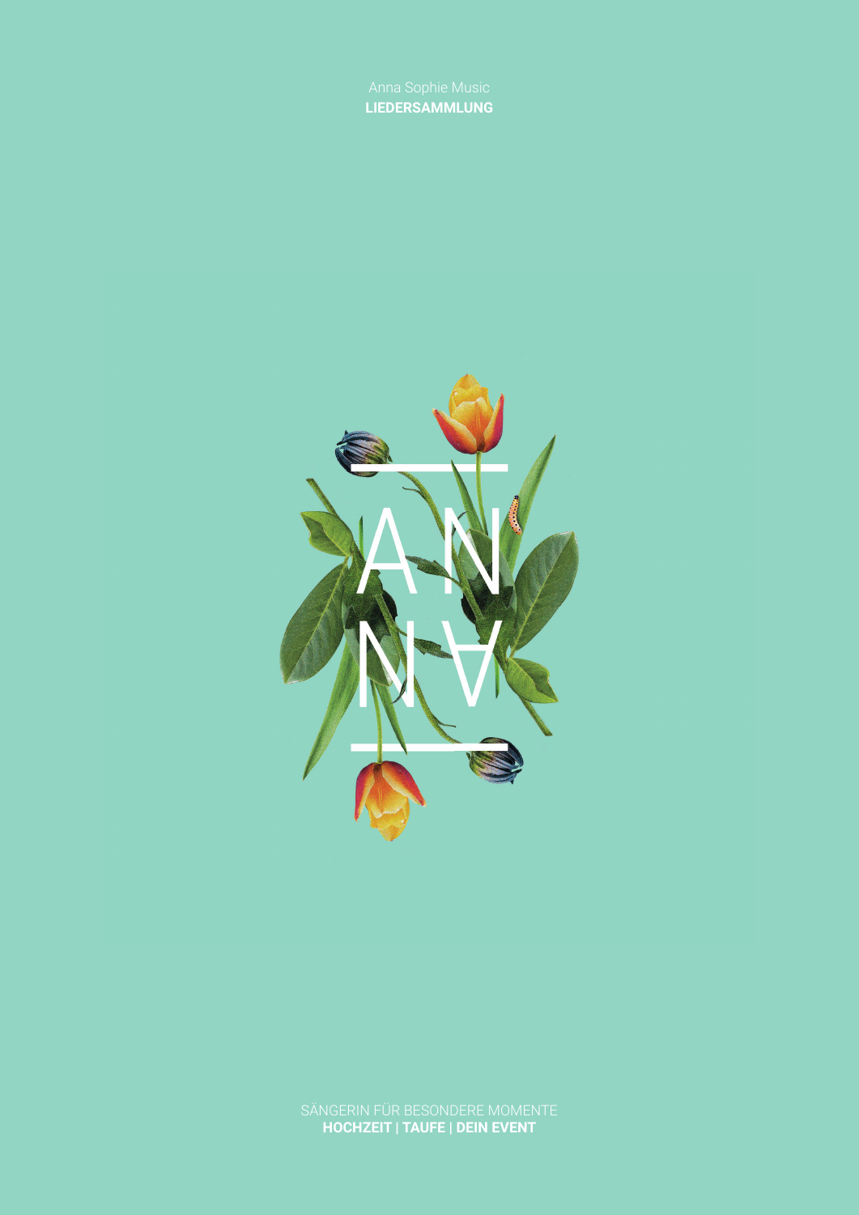Anna Sophie Music
**LIEDERSAMMLUNG**

# ANNA

SÄNGERIN FÜR BESONDERE MOMENTE
**HOCHZEIT | TAUFE | DEIN EVENT**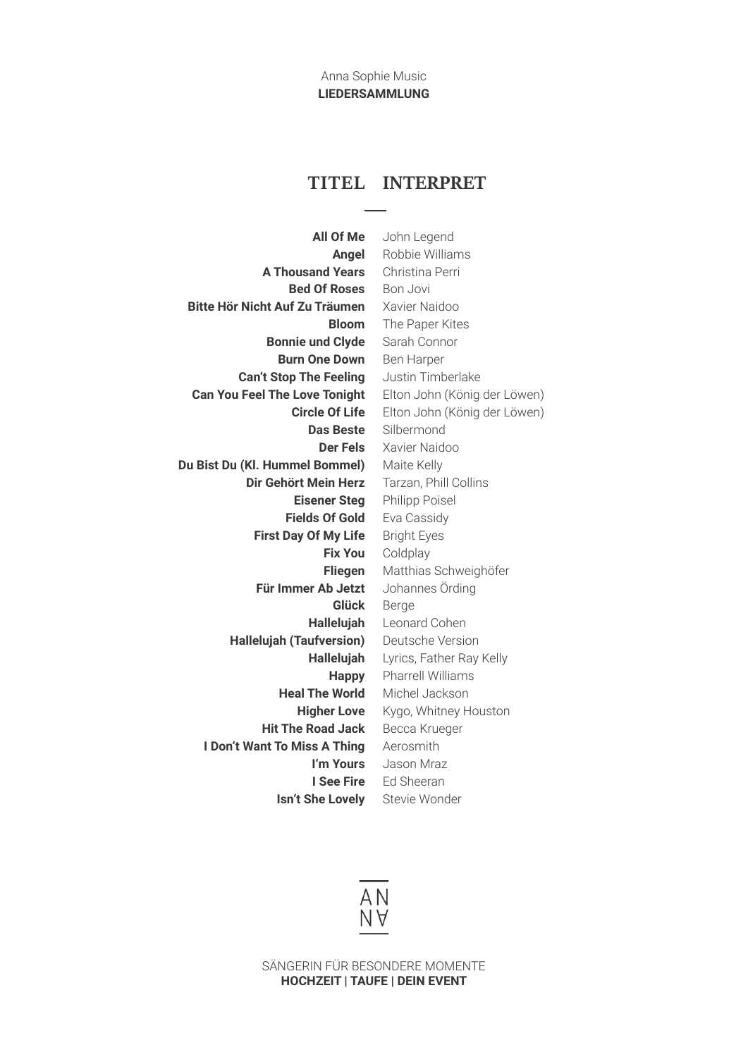Anna Sophie Music
**LIEDERSAMMLUNG**

| TITEL | INTERPRET |
| --- | --- |
| **All Of Me** | John Legend |
| **Angel** | Robbie Williams |
| **A Thousand Years** | Christina Perri |
| **Bed Of Roses** | Bon Jovi |
| **Bitte Hör Nicht Auf Zu Träumen** | Xavier Naidoo |
| **Bloom** | The Paper Kites |
| **Bonnie und Clyde** | Sarah Connor |
| **Burn One Down** | Ben Harper |
| **Can‘t Stop The Feeling** | Justin Timberlake |
| **Can You Feel The Love Tonight** | Elton John (König der Löwen) |
| **Circle Of Life** | Elton John (König der Löwen) |
| **Das Beste** | Silbermond |
| **Der Fels** | Xavier Naidoo |
| **Du Bist Du (Kl. Hummel Bommel)** | Maite Kelly |
| **Dir Gehört Mein Herz** | Tarzan, Phill Collins |
| **Eisener Steg** | Philipp Poisel |
| **Fields Of Gold** | Eva Cassidy |
| **First Day Of My Life** | Bright Eyes |
| **Fix You** | Coldplay |
| **Fliegen** | Matthias Schweighöfer |
| **Für Immer Ab Jetzt** | Johannes Örding |
| **Glück** | Berge |
| **Hallelujah** | Leonard Cohen |
| **Hallelujah (Taufversion)** | Deutsche Version |
| **Hallelujah** | Lyrics, Father Ray Kelly |
| **Happy** | Pharrell Williams |
| **Heal The World** | Michel Jackson |
| **Higher Love** | Kygo, Whitney Houston |
| **Hit The Road Jack** | Becca Krueger |
| **I Don‘t Want To Miss A Thing** | Aerosmith |
| **I‘m Yours** | Jason Mraz |
| **I See Fire** | Ed Sheeran |
| **Isn‘t She Lovely** | Stevie Wonder |

AN
NA

SÄNGERIN FÜR BESONDERE MOMENTE
**HOCHZEIT | TAUFE | DEIN EVENT**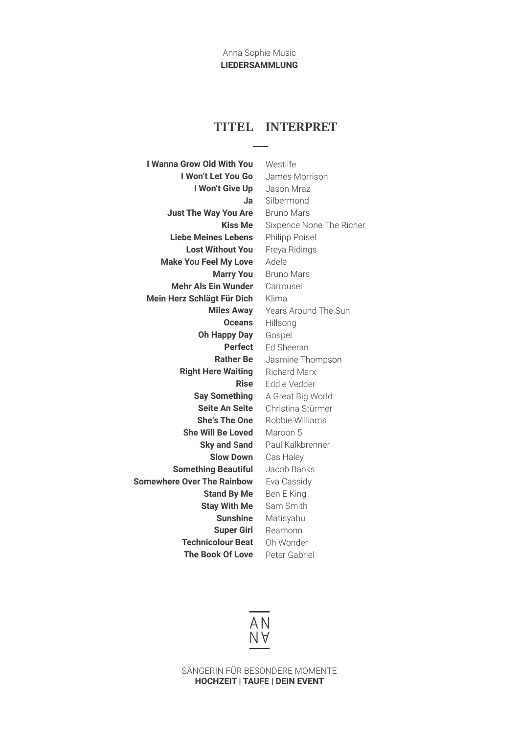Anna Sophie Music
**LIEDERSAMMLUNG**

| TITEL | INTERPRET |
|---|---|
| **I Wanna Grow Old With You** | Westlife |
| **I Won't Let You Go** | James Morrison |
| **I Won't Give Up** | Jason Mraz |
| **Ja** | Silbermond |
| **Just The Way You Are** | Bruno Mars |
| **Kiss Me** | Sixpence None The Richer |
| **Liebe Meines Lebens** | Philipp Poisel |
| **Lost Without You** | Freya Ridings |
| **Make You Feel My Love** | Adele |
| **Marry You** | Bruno Mars |
| **Mehr Als Ein Wunder** | Carrousel |
| **Mein Herz Schlägt Für Dich** | Klima |
| **Miles Away** | Years Around The Sun |
| **Oceans** | Hillsong |
| **Oh Happy Day** | Gospel |
| **Perfect** | Ed Sheeran |
| **Rather Be** | Jasmine Thompson |
| **Right Here Waiting** | Richard Marx |
| **Rise** | Eddie Vedder |
| **Say Something** | A Great Big World |
| **Seite An Seite** | Christina Stürmer |
| **She's The One** | Robbie Williams |
| **She Will Be Loved** | Maroon 5 |
| **Sky and Sand** | Paul Kalkbrenner |
| **Slow Down** | Cas Haley |
| **Something Beautiful** | Jacob Banks |
| **Somewhere Over The Rainbow** | Eva Cassidy |
| **Stand By Me** | Ben E King |
| **Stay With Me** | Sam Smith |
| **Sunshine** | Matisyahu |
| **Super Girl** | Reamonn |
| **Technicolour Beat** | Oh Wonder |
| **The Book Of Love** | Peter Gabriel |

ANNA

SÄNGERIN FÜR BESONDERE MOMENTE
**HOCHZEIT | TAUFE | DEIN EVENT**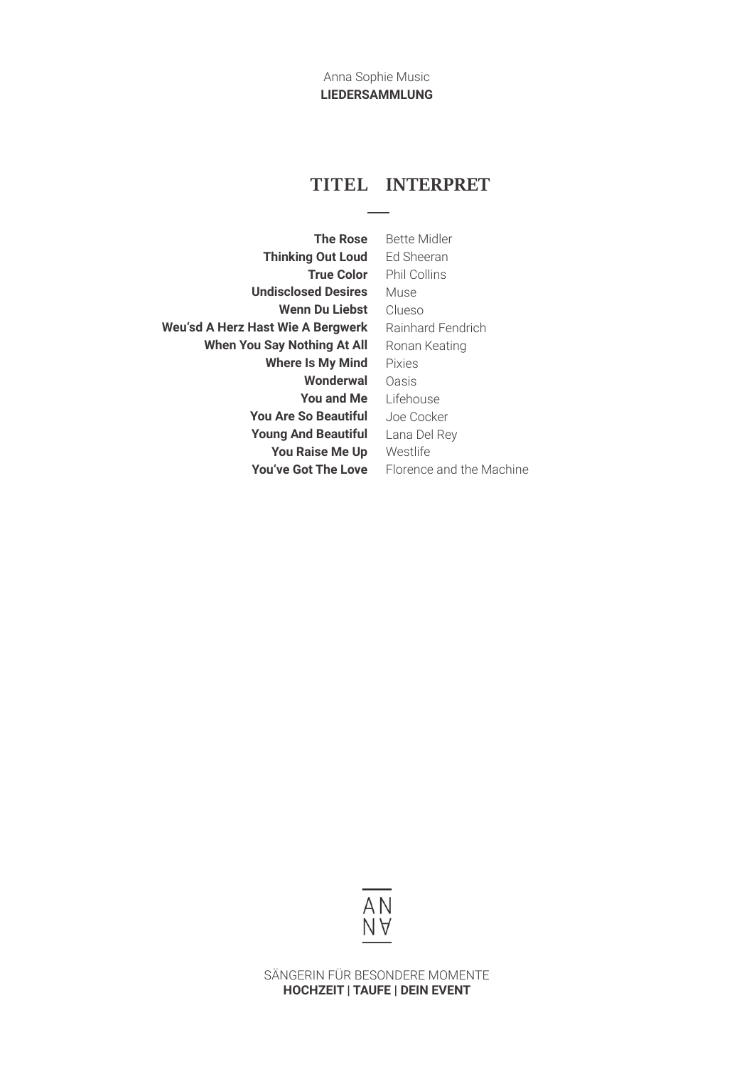Anna Sophie Music
**LIEDERSAMMLUNG**

| TITEL | INTERPRET |
|---|---|
| **The Rose** | Bette Midler |
| **Thinking Out Loud** | Ed Sheeran |
| **True Color** | Phil Collins |
| **Undisclosed Desires** | Muse |
| **Wenn Du Liebst** | Clueso |
| **Weu'sd A Herz Hast Wie A Bergwerk** | Rainhard Fendrich |
| **When You Say Nothing At All** | Ronan Keating |
| **Where Is My Mind** | Pixies |
| **Wonderwal** | Oasis |
| **You and Me** | Lifehouse |
| **You Are So Beautiful** | Joe Cocker |
| **Young And Beautiful** | Lana Del Rey |
| **You Raise Me Up** | Westlife |
| **You've Got The Love** | Florence and the Machine |

ANNA

SÄNGERIN FÜR BESONDERE MOMENTE
**HOCHZEIT | TAUFE | DEIN EVENT**